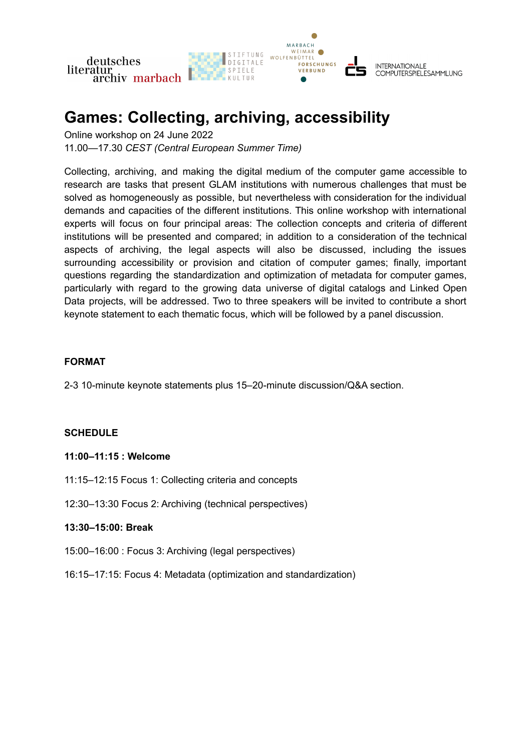# Games: Collecting, archiving, accessibility

Online workshop on 24 June 2022
11.00—17.30 *CEST (Central European Summer Time)*

Collecting, archiving, and making the digital medium of the computer game accessible to research are tasks that present GLAM institutions with numerous challenges that must be solved as homogeneously as possible, but nevertheless with consideration for the individual demands and capacities of the different institutions. This online workshop with international experts will focus on four principal areas: The collection concepts and criteria of different institutions will be presented and compared; in addition to a consideration of the technical aspects of archiving, the legal aspects will also be discussed, including the issues surrounding accessibility or provision and citation of computer games; finally, important questions regarding the standardization and optimization of metadata for computer games, particularly with regard to the growing data universe of digital catalogs and Linked Open Data projects, will be addressed. Two to three speakers will be invited to contribute a short keynote statement to each thematic focus, which will be followed by a panel discussion.

**FORMAT**

2-3 10-minute keynote statements plus 15–20-minute discussion/Q&A section.

**SCHEDULE**

**11:00–11:15 : Welcome**

11:15–12:15 Focus 1: Collecting criteria and concepts

12:30–13:30 Focus 2: Archiving (technical perspectives)

**13:30–15:00: Break**

15:00–16:00 : Focus 3: Archiving (legal perspectives)

16:15–17:15: Focus 4: Metadata (optimization and standardization)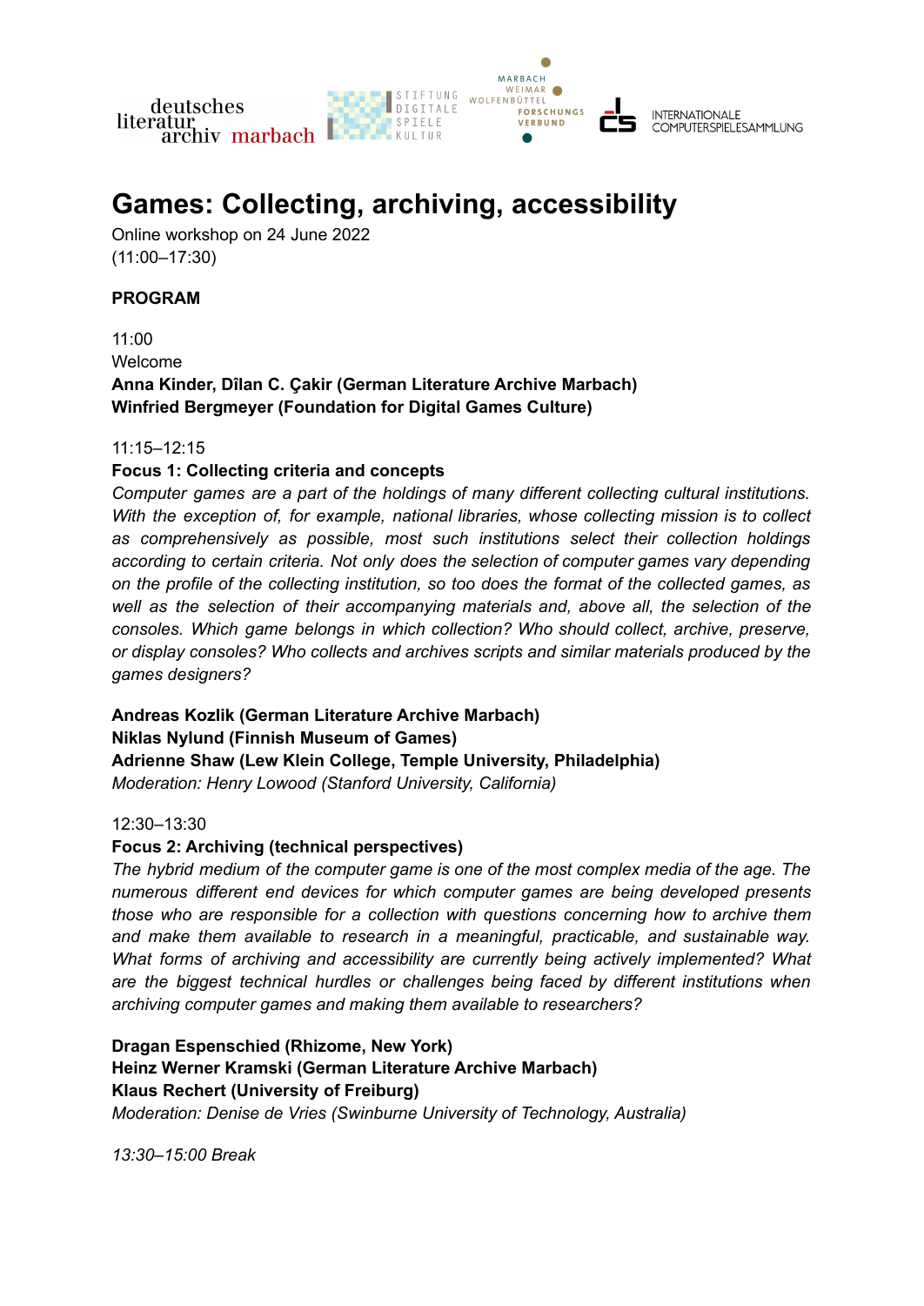# Games: Collecting, archiving, accessibility

Online workshop on 24 June 2022
(11:00–17:30)

**PROGRAM**

11:00
Welcome
**Anna Kinder, Dîlan C. Çakir (German Literature Archive Marbach)**
**Winfried Bergmeyer (Foundation for Digital Games Culture)**

11:15–12:15
**Focus 1: Collecting criteria and concepts**
*Computer games are a part of the holdings of many different collecting cultural institutions. With the exception of, for example, national libraries, whose collecting mission is to collect as comprehensively as possible, most such institutions select their collection holdings according to certain criteria. Not only does the selection of computer games vary depending on the profile of the collecting institution, so too does the format of the collected games, as well as the selection of their accompanying materials and, above all, the selection of the consoles. Which game belongs in which collection? Who should collect, archive, preserve, or display consoles? Who collects and archives scripts and similar materials produced by the games designers?*

**Andreas Kozlik (German Literature Archive Marbach)**
**Niklas Nylund (Finnish Museum of Games)**
**Adrienne Shaw (Lew Klein College, Temple University, Philadelphia)**
*Moderation: Henry Lowood (Stanford University, California)*

12:30–13:30
**Focus 2: Archiving (technical perspectives)**
*The hybrid medium of the computer game is one of the most complex media of the age. The numerous different end devices for which computer games are being developed presents those who are responsible for a collection with questions concerning how to archive them and make them available to research in a meaningful, practicable, and sustainable way. What forms of archiving and accessibility are currently being actively implemented? What are the biggest technical hurdles or challenges being faced by different institutions when archiving computer games and making them available to researchers?*

**Dragan Espenschied (Rhizome, New York)**
**Heinz Werner Kramski (German Literature Archive Marbach)**
**Klaus Rechert (University of Freiburg)**
*Moderation: Denise de Vries (Swinburne University of Technology, Australia)*

*13:30–15:00 Break*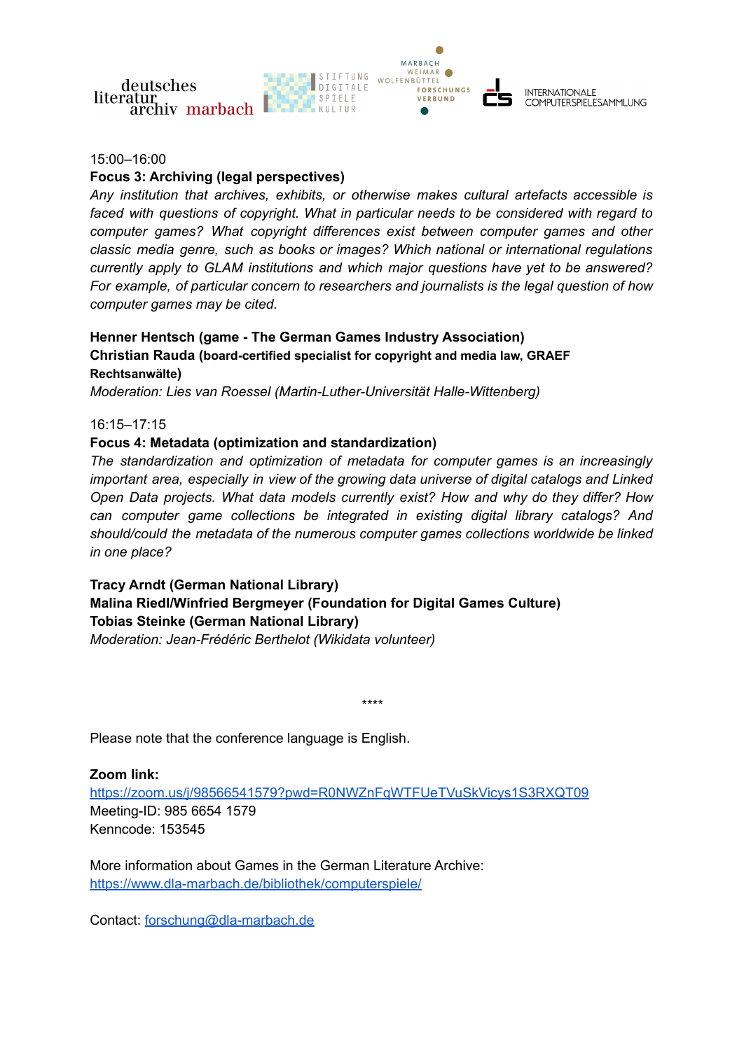15:00–16:00

**Focus 3: Archiving (legal perspectives)**

*Any institution that archives, exhibits, or otherwise makes cultural artefacts accessible is faced with questions of copyright. What in particular needs to be considered with regard to computer games? What copyright differences exist between computer games and other classic media genre, such as books or images? Which national or international regulations currently apply to GLAM institutions and which major questions have yet to be answered? For example, of particular concern to researchers and journalists is the legal question of how computer games may be cited.*

**Henner Hentsch (game - The German Games Industry Association)**
**Christian Rauda (board-certified specialist for copyright and media law, GRAEF Rechtsanwälte)**
*Moderation: Lies van Roessel (Martin-Luther-Universität Halle-Wittenberg)*

16:15–17:15

**Focus 4: Metadata (optimization and standardization)**

*The standardization and optimization of metadata for computer games is an increasingly important area, especially in view of the growing data universe of digital catalogs and Linked Open Data projects. What data models currently exist? How and why do they differ? How can computer game collections be integrated in existing digital library catalogs? And should/could the metadata of the numerous computer games collections worldwide be linked in one place?*

**Tracy Arndt (German National Library)**
**Malina Riedl/Winfried Bergmeyer (Foundation for Digital Games Culture)**
**Tobias Steinke (German National Library)**
*Moderation: Jean-Frédéric Berthelot (Wikidata volunteer)*

****

Please note that the conference language is English.

**Zoom link:**
https://zoom.us/j/98566541579?pwd=R0NWZnFqWTFUeTVuSkVicys1S3RXQT09
Meeting-ID: 985 6654 1579
Kenncode: 153545

More information about Games in the German Literature Archive:
https://www.dla-marbach.de/bibliothek/computerspiele/

Contact: forschung@dla-marbach.de